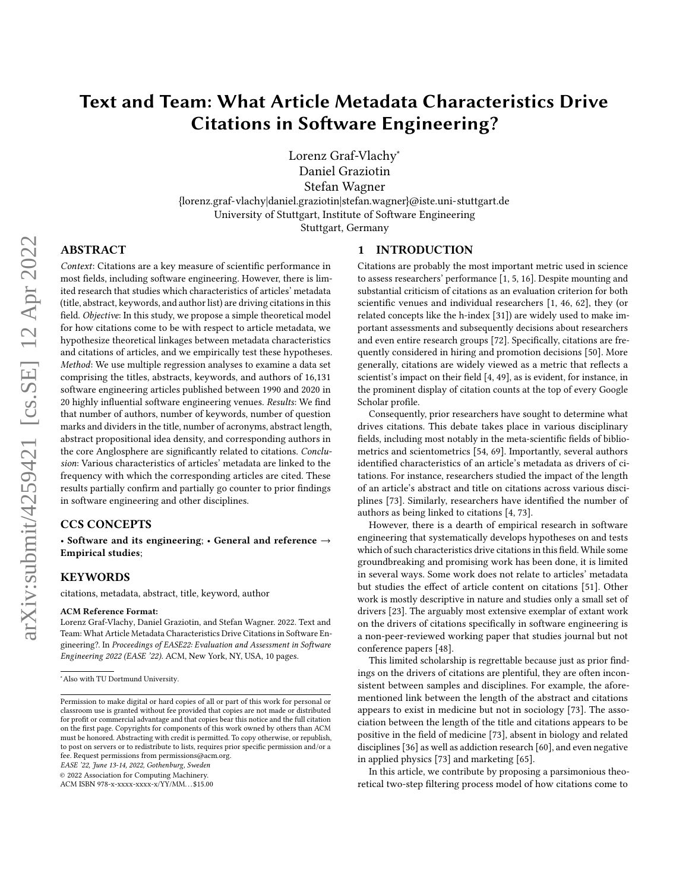# Text and Team: What Article Metadata Characteristics Drive Citations in Software Engineering?

Lorenz Graf-Vlachy*
Daniel Graziotin
Stefan Wagner
{lorenz.graf-vlachy|daniel.graziotin|stefan.wagner}@iste.uni-stuttgart.de
University of Stuttgart, Institute of Software Engineering
Stuttgart, Germany

## ABSTRACT

*Context*: Citations are a key measure of scientific performance in most fields, including software engineering. However, there is limited research that studies which characteristics of articles' metadata (title, abstract, keywords, and author list) are driving citations in this field. *Objective*: In this study, we propose a simple theoretical model for how citations come to be with respect to article metadata, we hypothesize theoretical linkages between metadata characteristics and citations of articles, and we empirically test these hypotheses. *Method*: We use multiple regression analyses to examine a data set comprising the titles, abstracts, keywords, and authors of 16,131 software engineering articles published between 1990 and 2020 in 20 highly influential software engineering venues. *Results*: We find that number of authors, number of keywords, number of question marks and dividers in the title, number of acronyms, abstract length, abstract propositional idea density, and corresponding authors in the core Anglosphere are significantly related to citations. *Conclusion*: Various characteristics of articles' metadata are linked to the frequency with which the corresponding articles are cited. These results partially confirm and partially go counter to prior findings in software engineering and other disciplines.

## CCS CONCEPTS

• **Software and its engineering**; • **General and reference** → **Empirical studies**;

## KEYWORDS

citations, metadata, abstract, title, keyword, author

**ACM Reference Format:**
Lorenz Graf-Vlachy, Daniel Graziotin, and Stefan Wagner. 2022. Text and Team: What Article Metadata Characteristics Drive Citations in Software Engineering?. In *Proceedings of EASE22: Evaluation and Assessment in Software Engineering 2022 (EASE '22)*. ACM, New York, NY, USA, 10 pages.

*Also with TU Dortmund University.

Permission to make digital or hard copies of all or part of this work for personal or classroom use is granted without fee provided that copies are not made or distributed for profit or commercial advantage and that copies bear this notice and the full citation on the first page. Copyrights for components of this work owned by others than ACM must be honored. Abstracting with credit is permitted. To copy otherwise, or republish, to post on servers or to redistribute to lists, requires prior specific permission and/or a fee. Request permissions from permissions@acm.org.
*EASE '22, June 13-14, 2022, Gothenburg, Sweden*
© 2022 Association for Computing Machinery.
ACM ISBN 978-x-xxxx-xxxx-x/YY/MM…$15.00

## 1 INTRODUCTION

Citations are probably the most important metric used in science to assess researchers' performance [1, 5, 16]. Despite mounting and substantial criticism of citations as an evaluation criterion for both scientific venues and individual researchers [1, 46, 62], they (or related concepts like the h-index [31]) are widely used to make important assessments and subsequently decisions about researchers and even entire research groups [72]. Specifically, citations are frequently considered in hiring and promotion decisions [50]. More generally, citations are widely viewed as a metric that reflects a scientist's impact on their field [4, 49], as is evident, for instance, in the prominent display of citation counts at the top of every Google Scholar profile.

Consequently, prior researchers have sought to determine what drives citations. This debate takes place in various disciplinary fields, including most notably in the meta-scientific fields of bibliometrics and scientometrics [54, 69]. Importantly, several authors identified characteristics of an article's metadata as drivers of citations. For instance, researchers studied the impact of the length of an article's abstract and title on citations across various disciplines [73]. Similarly, researchers have identified the number of authors as being linked to citations [4, 73].

However, there is a dearth of empirical research in software engineering that systematically develops hypotheses on and tests which of such characteristics drive citations in this field. While some groundbreaking and promising work has been done, it is limited in several ways. Some work does not relate to articles' metadata but studies the effect of article content on citations [51]. Other work is mostly descriptive in nature and studies only a small set of drivers [23]. The arguably most extensive exemplar of extant work on the drivers of citations specifically in software engineering is a non-peer-reviewed working paper that studies journal but not conference papers [48].

This limited scholarship is regrettable because just as prior findings on the drivers of citations are plentiful, they are often inconsistent between samples and disciplines. For example, the aforementioned link between the length of the abstract and citations appears to exist in medicine but not in sociology [73]. The association between the length of the title and citations appears to be positive in the field of medicine [73], absent in biology and related disciplines [36] as well as addiction research [60], and even negative in applied physics [73] and marketing [65].

In this article, we contribute by proposing a parsimonious theoretical two-step filtering process model of how citations come to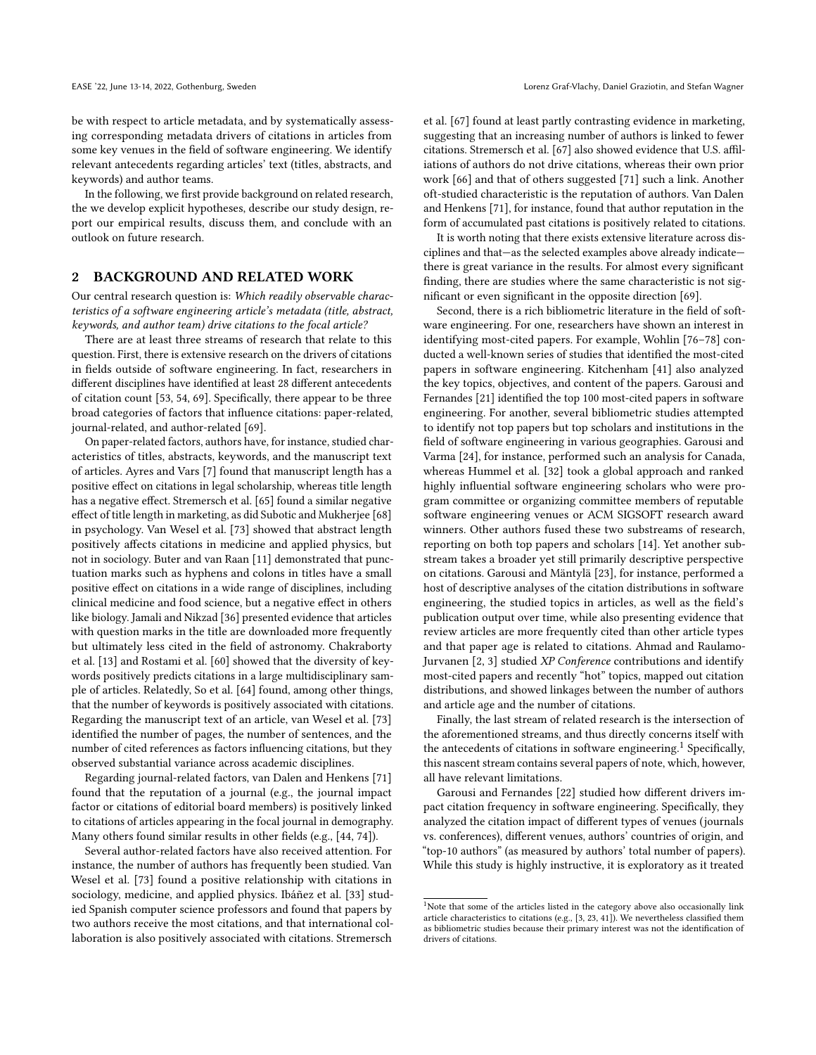be with respect to article metadata, and by systematically assessing corresponding metadata drivers of citations in articles from some key venues in the field of software engineering. We identify relevant antecedents regarding articles' text (titles, abstracts, and keywords) and author teams.

In the following, we first provide background on related research, the we develop explicit hypotheses, describe our study design, report our empirical results, discuss them, and conclude with an outlook on future research.

## 2 BACKGROUND AND RELATED WORK

Our central research question is: *Which readily observable characteristics of a software engineering article's metadata (title, abstract, keywords, and author team) drive citations to the focal article?*

There are at least three streams of research that relate to this question. First, there is extensive research on the drivers of citations in fields outside of software engineering. In fact, researchers in different disciplines have identified at least 28 different antecedents of citation count [53, 54, 69]. Specifically, there appear to be three broad categories of factors that influence citations: paper-related, journal-related, and author-related [69].

On paper-related factors, authors have, for instance, studied characteristics of titles, abstracts, keywords, and the manuscript text of articles. Ayres and Vars [7] found that manuscript length has a positive effect on citations in legal scholarship, whereas title length has a negative effect. Stremersch et al. [65] found a similar negative effect of title length in marketing, as did Subotic and Mukherjee [68] in psychology. Van Wesel et al. [73] showed that abstract length positively affects citations in medicine and applied physics, but not in sociology. Buter and van Raan [11] demonstrated that punctuation marks such as hyphens and colons in titles have a small positive effect on citations in a wide range of disciplines, including clinical medicine and food science, but a negative effect in others like biology. Jamali and Nikzad [36] presented evidence that articles with question marks in the title are downloaded more frequently but ultimately less cited in the field of astronomy. Chakraborty et al. [13] and Rostami et al. [60] showed that the diversity of keywords positively predicts citations in a large multidisciplinary sample of articles. Relatedly, So et al. [64] found, among other things, that the number of keywords is positively associated with citations. Regarding the manuscript text of an article, van Wesel et al. [73] identified the number of pages, the number of sentences, and the number of cited references as factors influencing citations, but they observed substantial variance across academic disciplines.

Regarding journal-related factors, van Dalen and Henkens [71] found that the reputation of a journal (e.g., the journal impact factor or citations of editorial board members) is positively linked to citations of articles appearing in the focal journal in demography. Many others found similar results in other fields (e.g., [44, 74]).

Several author-related factors have also received attention. For instance, the number of authors has frequently been studied. Van Wesel et al. [73] found a positive relationship with citations in sociology, medicine, and applied physics. Ibáñez et al. [33] studied Spanish computer science professors and found that papers by two authors receive the most citations, and that international collaboration is also positively associated with citations. Stremersch et al. [67] found at least partly contrasting evidence in marketing, suggesting that an increasing number of authors is linked to fewer citations. Stremersch et al. [67] also showed evidence that U.S. affiliations of authors do not drive citations, whereas their own prior work [66] and that of others suggested [71] such a link. Another oft-studied characteristic is the reputation of authors. Van Dalen and Henkens [71], for instance, found that author reputation in the form of accumulated past citations is positively related to citations.

It is worth noting that there exists extensive literature across disciplines and that—as the selected examples above already indicate—there is great variance in the results. For almost every significant finding, there are studies where the same characteristic is not significant or even significant in the opposite direction [69].

Second, there is a rich bibliometric literature in the field of software engineering. For one, researchers have shown an interest in identifying most-cited papers. For example, Wohlin [76–78] conducted a well-known series of studies that identified the most-cited papers in software engineering. Kitchenham [41] also analyzed the key topics, objectives, and content of the papers. Garousi and Fernandes [21] identified the top 100 most-cited papers in software engineering. For another, several bibliometric studies attempted to identify not top papers but top scholars and institutions in the field of software engineering in various geographies. Garousi and Varma [24], for instance, performed such an analysis for Canada, whereas Hummel et al. [32] took a global approach and ranked highly influential software engineering scholars who were program committee or organizing committee members of reputable software engineering venues or ACM SIGSOFT research award winners. Other authors fused these two substreams of research, reporting on both top papers and scholars [14]. Yet another substream takes a broader yet still primarily descriptive perspective on citations. Garousi and Mäntylä [23], for instance, performed a host of descriptive analyses of the citation distributions in software engineering, the studied topics in articles, as well as the field's publication output over time, while also presenting evidence that review articles are more frequently cited than other article types and that paper age is related to citations. Ahmad and Raulamo-Jurvanen [2, 3] studied *XP Conference* contributions and identify most-cited papers and recently "hot" topics, mapped out citation distributions, and showed linkages between the number of authors and article age and the number of citations.

Finally, the last stream of related research is the intersection of the aforementioned streams, and thus directly concerns itself with the antecedents of citations in software engineering.[1] Specifically, this nascent stream contains several papers of note, which, however, all have relevant limitations.

Garousi and Fernandes [22] studied how different drivers impact citation frequency in software engineering. Specifically, they analyzed the citation impact of different types of venues (journals vs. conferences), different venues, authors' countries of origin, and "top-10 authors" (as measured by authors' total number of papers). While this study is highly instructive, it is exploratory as it treated

[1] Note that some of the articles listed in the category above also occasionally link article characteristics to citations (e.g., [3, 23, 41]). We nevertheless classified them as bibliometric studies because their primary interest was not the identification of drivers of citations.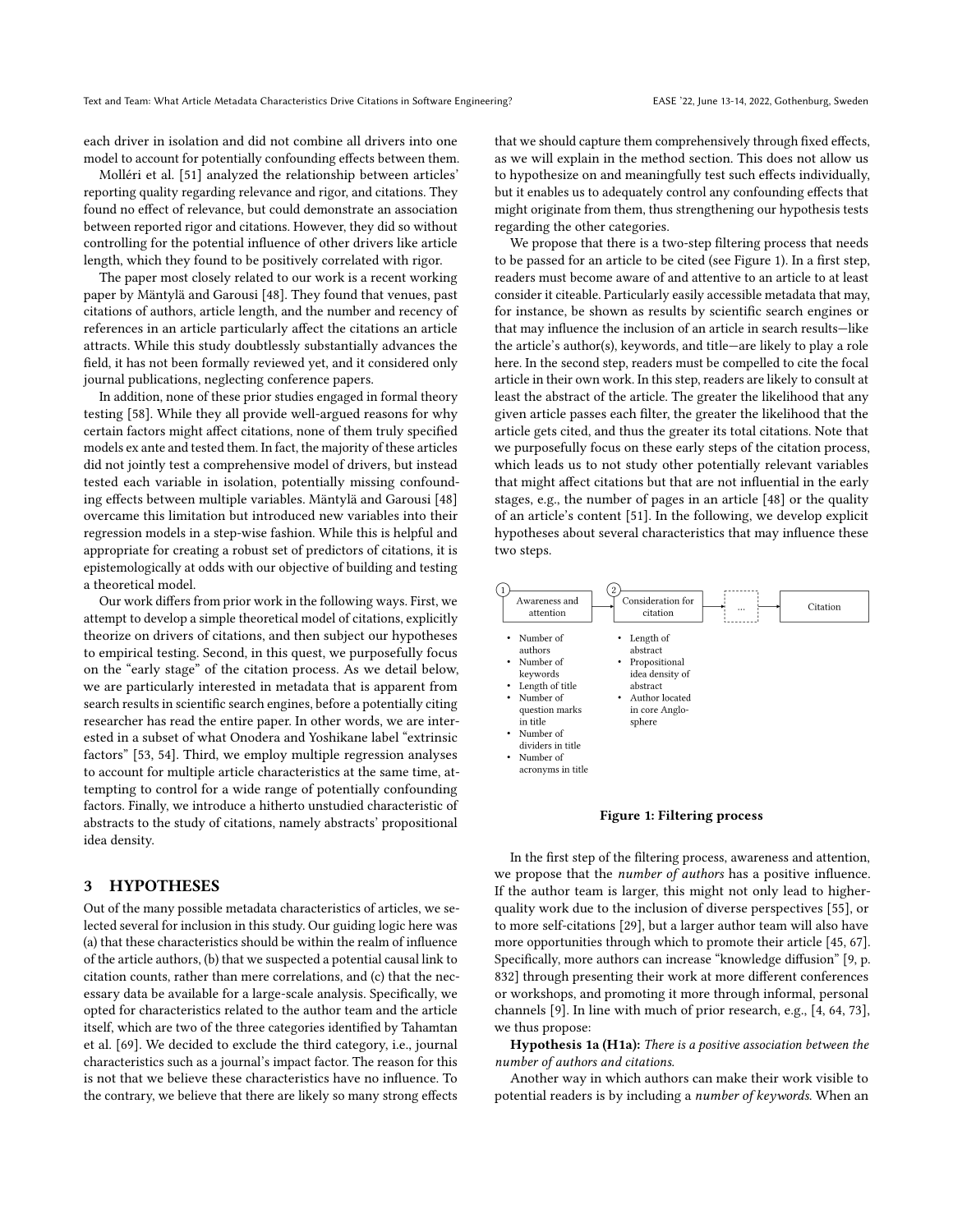each driver in isolation and did not combine all drivers into one model to account for potentially confounding effects between them.

Molléri et al. [51] analyzed the relationship between articles' reporting quality regarding relevance and rigor, and citations. They found no effect of relevance, but could demonstrate an association between reported rigor and citations. However, they did so without controlling for the potential influence of other drivers like article length, which they found to be positively correlated with rigor.

The paper most closely related to our work is a recent working paper by Mäntylä and Garousi [48]. They found that venues, past citations of authors, article length, and the number and recency of references in an article particularly affect the citations an article attracts. While this study doubtlessly substantially advances the field, it has not been formally reviewed yet, and it considered only journal publications, neglecting conference papers.

In addition, none of these prior studies engaged in formal theory testing [58]. While they all provide well-argued reasons for why certain factors might affect citations, none of them truly specified models ex ante and tested them. In fact, the majority of these articles did not jointly test a comprehensive model of drivers, but instead tested each variable in isolation, potentially missing confounding effects between multiple variables. Mäntylä and Garousi [48] overcame this limitation but introduced new variables into their regression models in a step-wise fashion. While this is helpful and appropriate for creating a robust set of predictors of citations, it is epistemologically at odds with our objective of building and testing a theoretical model.

Our work differs from prior work in the following ways. First, we attempt to develop a simple theoretical model of citations, explicitly theorize on drivers of citations, and then subject our hypotheses to empirical testing. Second, in this quest, we purposefully focus on the "early stage" of the citation process. As we detail below, we are particularly interested in metadata that is apparent from search results in scientific search engines, before a potentially citing researcher has read the entire paper. In other words, we are interested in a subset of what Onodera and Yoshikane label "extrinsic factors" [53, 54]. Third, we employ multiple regression analyses to account for multiple article characteristics at the same time, attempting to control for a wide range of potentially confounding factors. Finally, we introduce a hitherto unstudied characteristic of abstracts to the study of citations, namely abstracts' propositional idea density.

## 3 HYPOTHESES

Out of the many possible metadata characteristics of articles, we selected several for inclusion in this study. Our guiding logic here was (a) that these characteristics should be within the realm of influence of the article authors, (b) that we suspected a potential causal link to citation counts, rather than mere correlations, and (c) that the necessary data be available for a large-scale analysis. Specifically, we opted for characteristics related to the author team and the article itself, which are two of the three categories identified by Tahamtan et al. [69]. We decided to exclude the third category, i.e., journal characteristics such as a journal's impact factor. The reason for this is not that we believe these characteristics have no influence. To the contrary, we believe that there are likely so many strong effects that we should capture them comprehensively through fixed effects, as we will explain in the method section. This does not allow us to hypothesize on and meaningfully test such effects individually, but it enables us to adequately control any confounding effects that might originate from them, thus strengthening our hypothesis tests regarding the other categories.

We propose that there is a two-step filtering process that needs to be passed for an article to be cited (see Figure 1). In a first step, readers must become aware of and attentive to an article to at least consider it citeable. Particularly easily accessible metadata that may, for instance, be shown as results by scientific search engines or that may influence the inclusion of an article in search results—like the article's author(s), keywords, and title—are likely to play a role here. In the second step, readers must be compelled to cite the focal article in their own work. In this step, readers are likely to consult at least the abstract of the article. The greater the likelihood that any given article passes each filter, the greater the likelihood that the article gets cited, and thus the greater its total citations. Note that we purposefully focus on these early steps of the citation process, which leads us to not study other potentially relevant variables that might affect citations but that are not influential in the early stages, e.g., the number of pages in an article [48] or the quality of an article's content [51]. In the following, we develop explicit hypotheses about several characteristics that may influence these two steps.

(1) Awareness and attention → (2) Consideration for citation → ... → Citation

(1) Awareness and attention:
- Number of authors
- Number of keywords
- Length of title
- Number of question marks in title
- Number of dividers in title
- Number of acronyms in title

(2) Consideration for citation:
- Length of abstract
- Propositional idea density of abstract
- Author located in core Anglosphere

**Figure 1: Filtering process**

In the first step of the filtering process, awareness and attention, we propose that the *number of authors* has a positive influence. If the author team is larger, this might not only lead to higher-quality work due to the inclusion of diverse perspectives [55], or to more self-citations [29], but a larger author team will also have more opportunities through which to promote their article [45, 67]. Specifically, more authors can increase "knowledge diffusion" [9, p. 832] through presenting their work at more different conferences or workshops, and promoting it more through informal, personal channels [9]. In line with much of prior research, e.g., [4, 64, 73], we thus propose:

**Hypothesis 1a (H1a):** *There is a positive association between the number of authors and citations.*

Another way in which authors can make their work visible to potential readers is by including a *number of keywords*. When an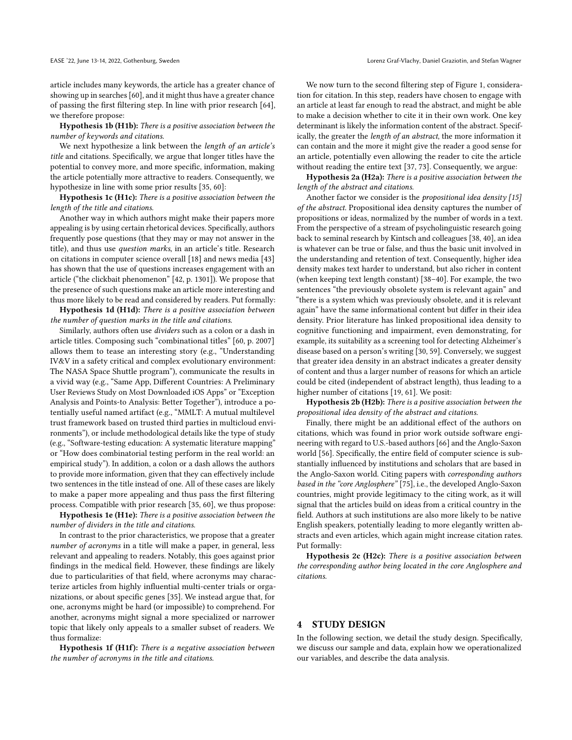article includes many keywords, the article has a greater chance of showing up in searches [60], and it might thus have a greater chance of passing the first filtering step. In line with prior research [64], we therefore propose:

**Hypothesis 1b (H1b):** *There is a positive association between the number of keywords and citations.*

We next hypothesize a link between the *length of an article's title* and citations. Specifically, we argue that longer titles have the potential to convey more, and more specific, information, making the article potentially more attractive to readers. Consequently, we hypothesize in line with some prior results [35, 60]:

**Hypothesis 1c (H1c):** *There is a positive association between the length of the title and citations.*

Another way in which authors might make their papers more appealing is by using certain rhetorical devices. Specifically, authors frequently pose questions (that they may or may not answer in the title), and thus use *question marks*, in an article's title. Research on citations in computer science overall [18] and news media [43] has shown that the use of questions increases engagement with an article ("the clickbait phenomenon" [42, p. 1301]). We propose that the presence of such questions make an article more interesting and thus more likely to be read and considered by readers. Put formally:

**Hypothesis 1d (H1d):** *There is a positive association between the number of question marks in the title and citations.*

Similarly, authors often use *dividers* such as a colon or a dash in article titles. Composing such "combinational titles" [60, p. 2007] allows them to tease an interesting story (e.g., "Understanding IV&V in a safety critical and complex evolutionary environment: The NASA Space Shuttle program"), communicate the results in a vivid way (e.g., "Same App, Different Countries: A Preliminary User Reviews Study on Most Downloaded iOS Apps" or "Exception Analysis and Points-to Analysis: Better Together"), introduce a potentially useful named artifact (e.g., "MMLT: A mutual multilevel trust framework based on trusted third parties in multicloud environments"), or include methodological details like the type of study (e.g., "Software-testing education: A systematic literature mapping" or "How does combinatorial testing perform in the real world: an empirical study"). In addition, a colon or a dash allows the authors to provide more information, given that they can effectively include two sentences in the title instead of one. All of these cases are likely to make a paper more appealing and thus pass the first filtering process. Compatible with prior research [35, 60], we thus propose:

**Hypothesis 1e (H1e):** *There is a positive association between the number of dividers in the title and citations.*

In contrast to the prior characteristics, we propose that a greater *number of acronyms* in a title will make a paper, in general, less relevant and appealing to readers. Notably, this goes against prior findings in the medical field. However, these findings are likely due to particularities of that field, where acronyms may characterize articles from highly influential multi-center trials or organizations, or about specific genes [35]. We instead argue that, for one, acronyms might be hard (or impossible) to comprehend. For another, acronyms might signal a more specialized or narrower topic that likely only appeals to a smaller subset of readers. We thus formalize:

**Hypothesis 1f (H1f):** *There is a negative association between the number of acronyms in the title and citations.*

We now turn to the second filtering step of Figure 1, consideration for citation. In this step, readers have chosen to engage with an article at least far enough to read the abstract, and might be able to make a decision whether to cite it in their own work. One key determinant is likely the information content of the abstract. Specifically, the greater the *length of an abstract*, the more information it can contain and the more it might give the reader a good sense for an article, potentially even allowing the reader to cite the article without reading the entire text [37, 73]. Consequently, we argue:

**Hypothesis 2a (H2a):** *There is a positive association between the length of the abstract and citations.*

Another factor we consider is the *propositional idea density [15] of the abstract*. Propositional idea density captures the number of propositions or ideas, normalized by the number of words in a text. From the perspective of a stream of psycholinguistic research going back to seminal research by Kintsch and colleagues [38, 40], an idea is whatever can be true or false, and thus the basic unit involved in the understanding and retention of text. Consequently, higher idea density makes text harder to understand, but also richer in content (when keeping text length constant) [38–40]. For example, the two sentences "the previously obsolete system is relevant again" and "there is a system which was previously obsolete, and it is relevant again" have the same informational content but differ in their idea density. Prior literature has linked propositional idea density to cognitive functioning and impairment, even demonstrating, for example, its suitability as a screening tool for detecting Alzheimer's disease based on a person's writing [30, 59]. Conversely, we suggest that greater idea density in an abstract indicates a greater density of content and thus a larger number of reasons for which an article could be cited (independent of abstract length), thus leading to a higher number of citations [19, 61]. We posit:

**Hypothesis 2b (H2b):** *There is a positive association between the propositional idea density of the abstract and citations.*

Finally, there might be an additional effect of the authors on citations, which was found in prior work outside software engineering with regard to U.S.-based authors [66] and the Anglo-Saxon world [56]. Specifically, the entire field of computer science is substantially influenced by institutions and scholars that are based in the Anglo-Saxon world. Citing papers with *corresponding authors based in the "core Anglosphere"* [75], i.e., the developed Anglo-Saxon countries, might provide legitimacy to the citing work, as it will signal that the articles build on ideas from a critical country in the field. Authors at such institutions are also more likely to be native English speakers, potentially leading to more elegantly written abstracts and even articles, which again might increase citation rates. Put formally:

**Hypothesis 2c (H2c):** *There is a positive association between the corresponding author being located in the core Anglosphere and citations.*

## 4 STUDY DESIGN

In the following section, we detail the study design. Specifically, we discuss our sample and data, explain how we operationalized our variables, and describe the data analysis.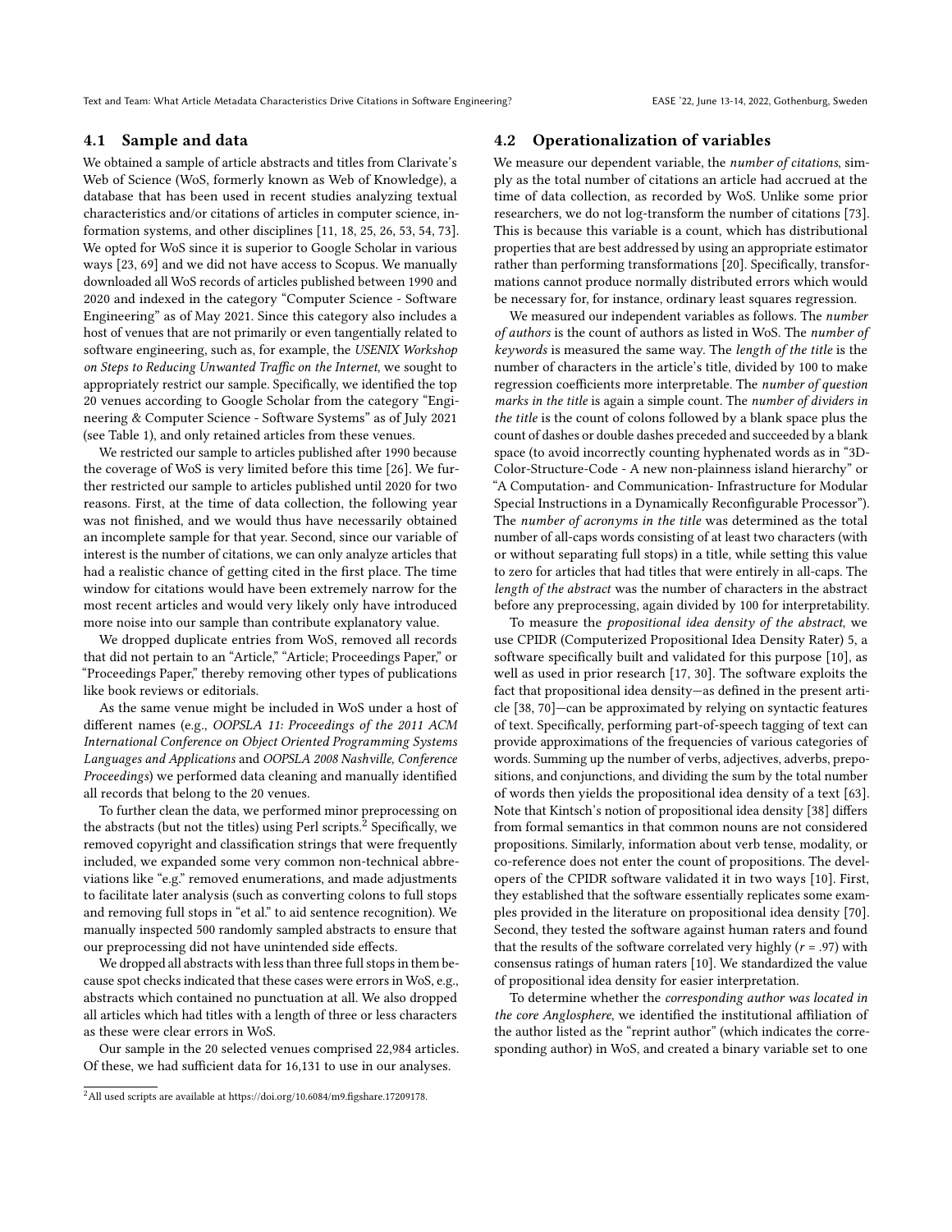### 4.1 Sample and data

We obtained a sample of article abstracts and titles from Clarivate's Web of Science (WoS, formerly known as Web of Knowledge), a database that has been used in recent studies analyzing textual characteristics and/or citations of articles in computer science, information systems, and other disciplines [11, 18, 25, 26, 53, 54, 73]. We opted for WoS since it is superior to Google Scholar in various ways [23, 69] and we did not have access to Scopus. We manually downloaded all WoS records of articles published between 1990 and 2020 and indexed in the category "Computer Science - Software Engineering" as of May 2021. Since this category also includes a host of venues that are not primarily or even tangentially related to software engineering, such as, for example, the *USENIX Workshop on Steps to Reducing Unwanted Traffic on the Internet*, we sought to appropriately restrict our sample. Specifically, we identified the top 20 venues according to Google Scholar from the category "Engineering & Computer Science - Software Systems" as of July 2021 (see Table 1), and only retained articles from these venues.

We restricted our sample to articles published after 1990 because the coverage of WoS is very limited before this time [26]. We further restricted our sample to articles published until 2020 for two reasons. First, at the time of data collection, the following year was not finished, and we would thus have necessarily obtained an incomplete sample for that year. Second, since our variable of interest is the number of citations, we can only analyze articles that had a realistic chance of getting cited in the first place. The time window for citations would have been extremely narrow for the most recent articles and would very likely only have introduced more noise into our sample than contribute explanatory value.

We dropped duplicate entries from WoS, removed all records that did not pertain to an "Article," "Article; Proceedings Paper," or "Proceedings Paper," thereby removing other types of publications like book reviews or editorials.

As the same venue might be included in WoS under a host of different names (e.g., *OOPSLA 11: Proceedings of the 2011 ACM International Conference on Object Oriented Programming Systems Languages and Applications* and *OOPSLA 2008 Nashville, Conference Proceedings*) we performed data cleaning and manually identified all records that belong to the 20 venues.

To further clean the data, we performed minor preprocessing on the abstracts (but not the titles) using Perl scripts.[2] Specifically, we removed copyright and classification strings that were frequently included, we expanded some very common non-technical abbreviations like "e.g." removed enumerations, and made adjustments to facilitate later analysis (such as converting colons to full stops and removing full stops in "et al." to aid sentence recognition). We manually inspected 500 randomly sampled abstracts to ensure that our preprocessing did not have unintended side effects.

We dropped all abstracts with less than three full stops in them because spot checks indicated that these cases were errors in WoS, e.g., abstracts which contained no punctuation at all. We also dropped all articles which had titles with a length of three or less characters as these were clear errors in WoS.

Our sample in the 20 selected venues comprised 22,984 articles. Of these, we had sufficient data for 16,131 to use in our analyses.

[2] All used scripts are available at https://doi.org/10.6084/m9.figshare.17209178.

### 4.2 Operationalization of variables

We measure our dependent variable, the *number of citations*, simply as the total number of citations an article had accrued at the time of data collection, as recorded by WoS. Unlike some prior researchers, we do not log-transform the number of citations [73]. This is because this variable is a count, which has distributional properties that are best addressed by using an appropriate estimator rather than performing transformations [20]. Specifically, transformations cannot produce normally distributed errors which would be necessary for, for instance, ordinary least squares regression.

We measured our independent variables as follows. The *number of authors* is the count of authors as listed in WoS. The *number of keywords* is measured the same way. The *length of the title* is the number of characters in the article's title, divided by 100 to make regression coefficients more interpretable. The *number of question marks in the title* is again a simple count. The *number of dividers in the title* is the count of colons followed by a blank space plus the count of dashes or double dashes preceded and succeeded by a blank space (to avoid incorrectly counting hyphenated words as in "3D-Color-Structure-Code - A new non-plainness island hierarchy" or "A Computation- and Communication- Infrastructure for Modular Special Instructions in a Dynamically Reconfigurable Processor"). The *number of acronyms in the title* was determined as the total number of all-caps words consisting of at least two characters (with or without separating full stops) in a title, while setting this value to zero for articles that had titles that were entirely in all-caps. The *length of the abstract* was the number of characters in the abstract before any preprocessing, again divided by 100 for interpretability.

To measure the *propositional idea density of the abstract*, we use CPIDR (Computerized Propositional Idea Density Rater) 5, a software specifically built and validated for this purpose [10], as well as used in prior research [17, 30]. The software exploits the fact that propositional idea density—as defined in the present article [38, 70]—can be approximated by relying on syntactic features of text. Specifically, performing part-of-speech tagging of text can provide approximations of the frequencies of various categories of words. Summing up the number of verbs, adjectives, adverbs, prepositions, and conjunctions, and dividing the sum by the total number of words then yields the propositional idea density of a text [63]. Note that Kintsch's notion of propositional idea density [38] differs from formal semantics in that common nouns are not considered propositions. Similarly, information about verb tense, modality, or co-reference does not enter the count of propositions. The developers of the CPIDR software validated it in two ways [10]. First, they established that the software essentially replicates some examples provided in the literature on propositional idea density [70]. Second, they tested the software against human raters and found that the results of the software correlated very highly ($r = .97$) with consensus ratings of human raters [10]. We standardized the value of propositional idea density for easier interpretation.

To determine whether the *corresponding author was located in the core Anglosphere*, we identified the institutional affiliation of the author listed as the "reprint author" (which indicates the corresponding author) in WoS, and created a binary variable set to one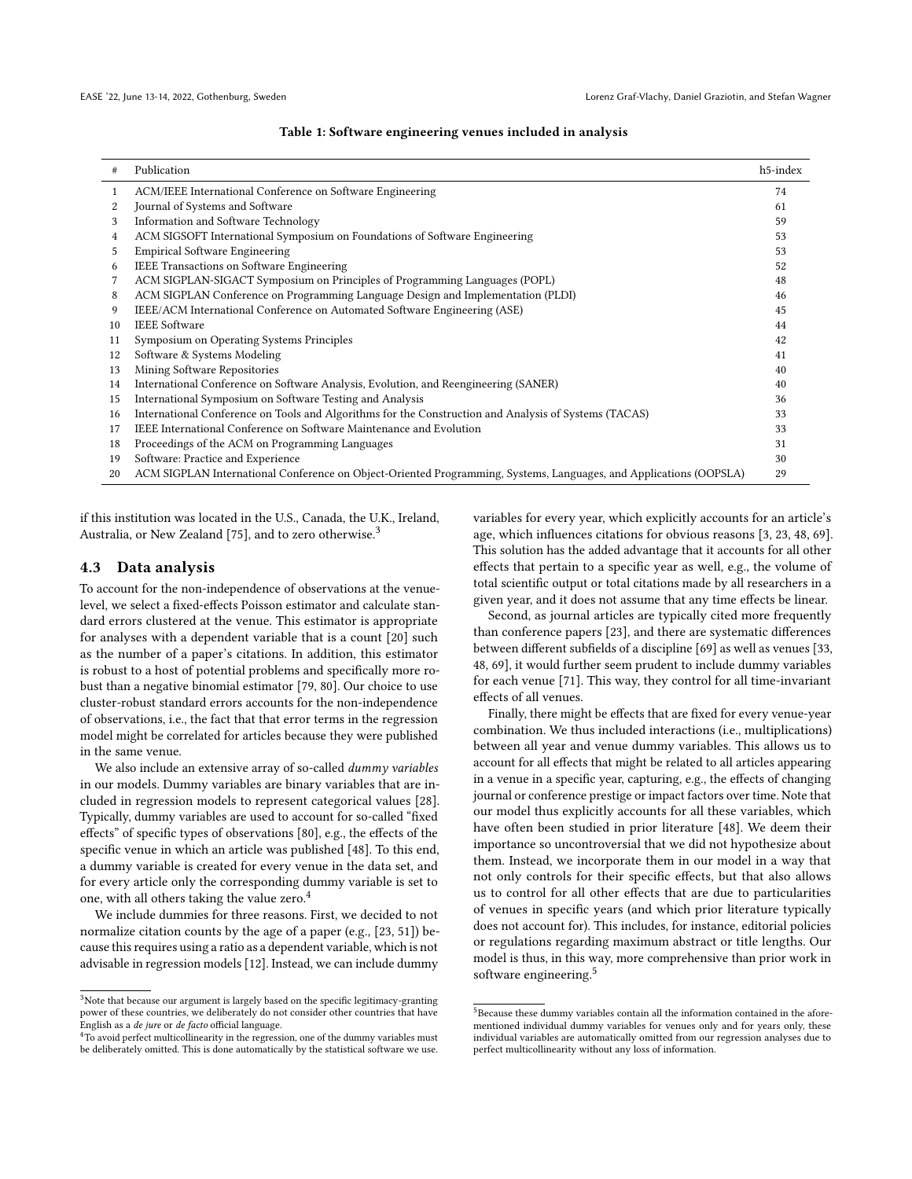**Table 1: Software engineering venues included in analysis**

| # | Publication | h5-index |
|---|---|---|
| 1 | ACM/IEEE International Conference on Software Engineering | 74 |
| 2 | Journal of Systems and Software | 61 |
| 3 | Information and Software Technology | 59 |
| 4 | ACM SIGSOFT International Symposium on Foundations of Software Engineering | 53 |
| 5 | Empirical Software Engineering | 53 |
| 6 | IEEE Transactions on Software Engineering | 52 |
| 7 | ACM SIGPLAN-SIGACT Symposium on Principles of Programming Languages (POPL) | 48 |
| 8 | ACM SIGPLAN Conference on Programming Language Design and Implementation (PLDI) | 46 |
| 9 | IEEE/ACM International Conference on Automated Software Engineering (ASE) | 45 |
| 10 | IEEE Software | 44 |
| 11 | Symposium on Operating Systems Principles | 42 |
| 12 | Software & Systems Modeling | 41 |
| 13 | Mining Software Repositories | 40 |
| 14 | International Conference on Software Analysis, Evolution, and Reengineering (SANER) | 40 |
| 15 | International Symposium on Software Testing and Analysis | 36 |
| 16 | International Conference on Tools and Algorithms for the Construction and Analysis of Systems (TACAS) | 33 |
| 17 | IEEE International Conference on Software Maintenance and Evolution | 33 |
| 18 | Proceedings of the ACM on Programming Languages | 31 |
| 19 | Software: Practice and Experience | 30 |
| 20 | ACM SIGPLAN International Conference on Object-Oriented Programming, Systems, Languages, and Applications (OOPSLA) | 29 |

if this institution was located in the U.S., Canada, the U.K., Ireland, Australia, or New Zealand [75], and to zero otherwise.[3]

### 4.3 Data analysis

To account for the non-independence of observations at the venue-level, we select a fixed-effects Poisson estimator and calculate standard errors clustered at the venue. This estimator is appropriate for analyses with a dependent variable that is a count [20] such as the number of a paper's citations. In addition, this estimator is robust to a host of potential problems and specifically more robust than a negative binomial estimator [79, 80]. Our choice to use cluster-robust standard errors accounts for the non-independence of observations, i.e., the fact that that error terms in the regression model might be correlated for articles because they were published in the same venue.

We also include an extensive array of so-called *dummy variables* in our models. Dummy variables are binary variables that are included in regression models to represent categorical values [28]. Typically, dummy variables are used to account for so-called "fixed effects" of specific types of observations [80], e.g., the effects of the specific venue in which an article was published [48]. To this end, a dummy variable is created for every venue in the data set, and for every article only the corresponding dummy variable is set to one, with all others taking the value zero.[4]

We include dummies for three reasons. First, we decided to not normalize citation counts by the age of a paper (e.g., [23, 51]) because this requires using a ratio as a dependent variable, which is not advisable in regression models [12]. Instead, we can include dummy variables for every year, which explicitly accounts for an article's age, which influences citations for obvious reasons [3, 23, 48, 69]. This solution has the added advantage that it accounts for all other effects that pertain to a specific year as well, e.g., the volume of total scientific output or total citations made by all researchers in a given year, and it does not assume that any time effects be linear.

Second, as journal articles are typically cited more frequently than conference papers [23], and there are systematic differences between different subfields of a discipline [69] as well as venues [33, 48, 69], it would further seem prudent to include dummy variables for each venue [71]. This way, they control for all time-invariant effects of all venues.

Finally, there might be effects that are fixed for every venue-year combination. We thus included interactions (i.e., multiplications) between all year and venue dummy variables. This allows us to account for all effects that might be related to all articles appearing in a venue in a specific year, capturing, e.g., the effects of changing journal or conference prestige or impact factors over time. Note that our model thus explicitly accounts for all these variables, which have often been studied in prior literature [48]. We deem their importance so uncontroversial that we did not hypothesize about them. Instead, we incorporate them in our model in a way that not only controls for their specific effects, but that also allows us to control for all other effects that are due to particularities of venues in specific years (and which prior literature typically does not account for). This includes, for instance, editorial policies or regulations regarding maximum abstract or title lengths. Our model is thus, in this way, more comprehensive than prior work in software engineering.[5]

---

[3] Note that because our argument is largely based on the specific legitimacy-granting power of these countries, we deliberately do not consider other countries that have English as a *de jure* or *de facto* official language.

[4] To avoid perfect multicollinearity in the regression, one of the dummy variables must be deliberately omitted. This is done automatically by the statistical software we use.

[5] Because these dummy variables contain all the information contained in the aforementioned individual dummy variables for venues only and for years only, these individual variables are automatically omitted from our regression analyses due to perfect multicollinearity without any loss of information.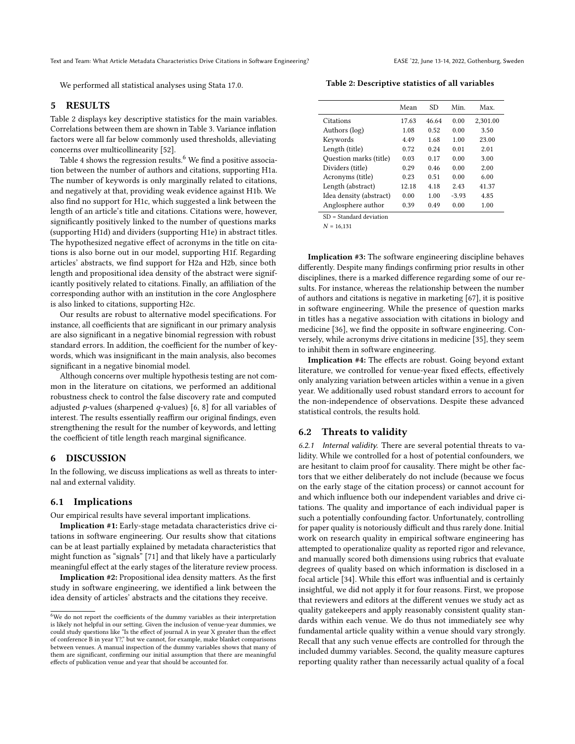We performed all statistical analyses using Stata 17.0.

## 5 RESULTS

Table 2 displays key descriptive statistics for the main variables. Correlations between them are shown in Table 3. Variance inflation factors were all far below commonly used thresholds, alleviating concerns over multicollinearity [52].

Table 4 shows the regression results.[6] We find a positive association between the number of authors and citations, supporting H1a. The number of keywords is only marginally related to citations, and negatively at that, providing weak evidence against H1b. We also find no support for H1c, which suggested a link between the length of an article's title and citations. Citations were, however, significantly positively linked to the number of questions marks (supporting H1d) and dividers (supporting H1e) in abstract titles. The hypothesized negative effect of acronyms in the title on citations is also borne out in our model, supporting H1f. Regarding articles' abstracts, we find support for H2a and H2b, since both length and propositional idea density of the abstract were significantly positively related to citations. Finally, an affiliation of the corresponding author with an institution in the core Anglosphere is also linked to citations, supporting H2c.

Our results are robust to alternative model specifications. For instance, all coefficients that are significant in our primary analysis are also significant in a negative binomial regression with robust standard errors. In addition, the coefficient for the number of keywords, which was insignificant in the main analysis, also becomes significant in a negative binomial model.

Although concerns over multiple hypothesis testing are not common in the literature on citations, we performed an additional robustness check to control the false discovery rate and computed adjusted $p$-values (sharpened $q$-values) [6, 8] for all variables of interest. The results essentially reaffirm our original findings, even strengthening the result for the number of keywords, and letting the coefficient of title length reach marginal significance.

**Table 2: Descriptive statistics of all variables**

| | Mean | SD | Min. | Max. |
|---|---|---|---|---|
| Citations | 17.63 | 46.64 | 0.00 | 2,301.00 |
| Authors (log) | 1.08 | 0.52 | 0.00 | 3.50 |
| Keywords | 4.49 | 1.68 | 1.00 | 23.00 |
| Length (title) | 0.72 | 0.24 | 0.01 | 2.01 |
| Question marks (title) | 0.03 | 0.17 | 0.00 | 3.00 |
| Dividers (title) | 0.29 | 0.46 | 0.00 | 2.00 |
| Acronyms (title) | 0.23 | 0.51 | 0.00 | 6.00 |
| Length (abstract) | 12.18 | 4.18 | 2.43 | 41.37 |
| Idea density (abstract) | 0.00 | 1.00 | -3.93 | 4.85 |
| Anglosphere author | 0.39 | 0.49 | 0.00 | 1.00 |

SD = Standard deviation

$N$ = 16,131

## 6 DISCUSSION

In the following, we discuss implications as well as threats to internal and external validity.

### 6.1 Implications

Our empirical results have several important implications.

**Implication #1:** Early-stage metadata characteristics drive citations in software engineering. Our results show that citations can be at least partially explained by metadata characteristics that might function as "signals" [71] and that likely have a particularly meaningful effect at the early stages of the literature review process.

**Implication #2:** Propositional idea density matters. As the first study in software engineering, we identified a link between the idea density of articles' abstracts and the citations they receive.

**Implication #3:** The software engineering discipline behaves differently. Despite many findings confirming prior results in other disciplines, there is a marked difference regarding some of our results. For instance, whereas the relationship between the number of authors and citations is negative in marketing [67], it is positive in software engineering. While the presence of question marks in titles has a negative association with citations in biology and medicine [36], we find the opposite in software engineering. Conversely, while acronyms drive citations in medicine [35], they seem to inhibit them in software engineering.

**Implication #4:** The effects are robust. Going beyond extant literature, we controlled for venue-year fixed effects, effectively only analyzing variation between articles within a venue in a given year. We additionally used robust standard errors to account for the non-independence of observations. Despite these advanced statistical controls, the results hold.

### 6.2 Threats to validity

*6.2.1 Internal validity.* There are several potential threats to validity. While we controlled for a host of potential confounders, we are hesitant to claim proof for causality. There might be other factors that we either deliberately do not include (because we focus on the early stage of the citation process) or cannot account for and which influence both our independent variables and drive citations. The quality and importance of each individual paper is such a potentially confounding factor. Unfortunately, controlling for paper quality is notoriously difficult and thus rarely done. Initial work on research quality in empirical software engineering has attempted to operationalize quality as reported rigor and relevance, and manually scored both dimensions using rubrics that evaluate degrees of quality based on which information is disclosed in a focal article [34]. While this effort was influential and is certainly insightful, we did not apply it for four reasons. First, we propose that reviewers and editors at the different venues we study act as quality gatekeepers and apply reasonably consistent quality standards within each venue. We do thus not immediately see why fundamental article quality within a venue should vary strongly. Recall that any such venue effects are controlled for through the included dummy variables. Second, the quality measure captures reporting quality rather than necessarily actual quality of a focal

[6] We do not report the coefficients of the dummy variables as their interpretation is likely not helpful in our setting. Given the inclusion of venue-year dummies, we could study questions like "Is the effect of journal A in year X greater than the effect of conference B in year Y?," but we cannot, for example, make blanket comparisons between venues. A manual inspection of the dummy variables shows that many of them are significant, confirming our initial assumption that there are meaningful effects of publication venue and year that should be accounted for.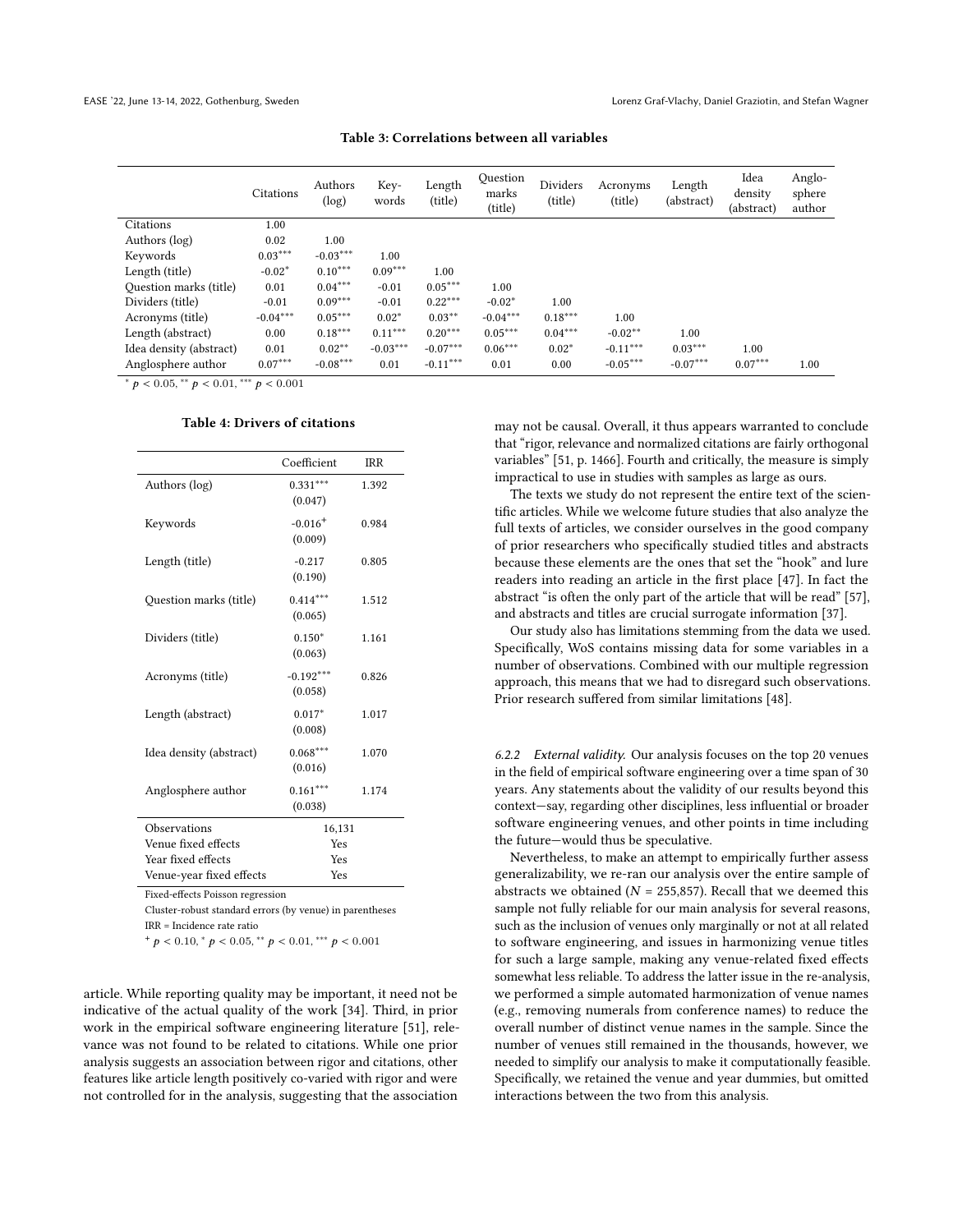**Table 3: Correlations between all variables**

| | Citations | Authors (log) | Key-words | Length (title) | Question marks (title) | Dividers (title) | Acronyms (title) | Length (abstract) | Idea density (abstract) | Anglo-sphere author |
|---|---|---|---|---|---|---|---|---|---|---|
| Citations | 1.00 | | | | | | | | | |
| Authors (log) | 0.02 | 1.00 | | | | | | | | |
| Keywords | $0.03^{***}$ | $-0.03^{***}$ | 1.00 | | | | | | | |
| Length (title) | $-0.02^{*}$ | $0.10^{***}$ | $0.09^{***}$ | 1.00 | | | | | | |
| Question marks (title) | 0.01 | $0.04^{***}$ | -0.01 | $0.05^{***}$ | 1.00 | | | | | |
| Dividers (title) | -0.01 | $0.09^{***}$ | -0.01 | $0.22^{***}$ | $-0.02^{*}$ | 1.00 | | | | |
| Acronyms (title) | $-0.04^{***}$ | $0.05^{***}$ | $0.02^{*}$ | $0.03^{**}$ | $-0.04^{***}$ | $0.18^{***}$ | 1.00 | | | |
| Length (abstract) | 0.00 | $0.18^{***}$ | $0.11^{***}$ | $0.20^{***}$ | $0.05^{***}$ | $0.04^{***}$ | $-0.02^{**}$ | 1.00 | | |
| Idea density (abstract) | 0.01 | $0.02^{**}$ | $-0.03^{***}$ | $-0.07^{***}$ | $0.06^{***}$ | $0.02^{*}$ | $-0.11^{***}$ | $0.03^{***}$ | 1.00 | |
| Anglosphere author | $0.07^{***}$ | $-0.08^{***}$ | 0.01 | $-0.11^{***}$ | 0.01 | 0.00 | $-0.05^{***}$ | $-0.07^{***}$ | $0.07^{***}$ | 1.00 |

$^{*}$ $p < 0.05$, $^{**}$ $p < 0.01$, $^{***}$ $p < 0.001$

**Table 4: Drivers of citations**

| | Coefficient | IRR |
|---|---|---|
| Authors (log) | $0.331^{***}$ (0.047) | 1.392 |
| Keywords | $-0.016^{+}$ (0.009) | 0.984 |
| Length (title) | -0.217 (0.190) | 0.805 |
| Question marks (title) | $0.414^{***}$ (0.065) | 1.512 |
| Dividers (title) | $0.150^{*}$ (0.063) | 1.161 |
| Acronyms (title) | $-0.192^{***}$ (0.058) | 0.826 |
| Length (abstract) | $0.017^{*}$ (0.008) | 1.017 |
| Idea density (abstract) | $0.068^{***}$ (0.016) | 1.070 |
| Anglosphere author | $0.161^{***}$ (0.038) | 1.174 |
| Observations | 16,131 | |
| Venue fixed effects | Yes | |
| Year fixed effects | Yes | |
| Venue-year fixed effects | Yes | |

Fixed-effects Poisson regression

Cluster-robust standard errors (by venue) in parentheses

IRR = Incidence rate ratio

$^{+}$ $p < 0.10$, $^{*}$ $p < 0.05$, $^{**}$ $p < 0.01$, $^{***}$ $p < 0.001$

article. While reporting quality may be important, it need not be indicative of the actual quality of the work [34]. Third, in prior work in the empirical software engineering literature [51], relevance was not found to be related to citations. While one prior analysis suggests an association between rigor and citations, other features like article length positively co-varied with rigor and were not controlled for in the analysis, suggesting that the association may not be causal. Overall, it thus appears warranted to conclude that "rigor, relevance and normalized citations are fairly orthogonal variables" [51, p. 1466]. Fourth and critically, the measure is simply impractical to use in studies with samples as large as ours.

The texts we study do not represent the entire text of the scientific articles. While we welcome future studies that also analyze the full texts of articles, we consider ourselves in the good company of prior researchers who specifically studied titles and abstracts because these elements are the ones that set the "hook" and lure readers into reading an article in the first place [47]. In fact the abstract "is often the only part of the article that will be read" [57], and abstracts and titles are crucial surrogate information [37].

Our study also has limitations stemming from the data we used. Specifically, WoS contains missing data for some variables in a number of observations. Combined with our multiple regression approach, this means that we had to disregard such observations. Prior research suffered from similar limitations [48].

*6.2.2 External validity.* Our analysis focuses on the top 20 venues in the field of empirical software engineering over a time span of 30 years. Any statements about the validity of our results beyond this context—say, regarding other disciplines, less influential or broader software engineering venues, and other points in time including the future—would thus be speculative.

Nevertheless, to make an attempt to empirically further assess generalizability, we re-ran our analysis over the entire sample of abstracts we obtained ($N$ = 255,857). Recall that we deemed this sample not fully reliable for our main analysis for several reasons, such as the inclusion of venues only marginally or not at all related to software engineering, and issues in harmonizing venue titles for such a large sample, making any venue-related fixed effects somewhat less reliable. To address the latter issue in the re-analysis, we performed a simple automated harmonization of venue names (e.g., removing numerals from conference names) to reduce the overall number of distinct venue names in the sample. Since the number of venues still remained in the thousands, however, we needed to simplify our analysis to make it computationally feasible. Specifically, we retained the venue and year dummies, but omitted interactions between the two from this analysis.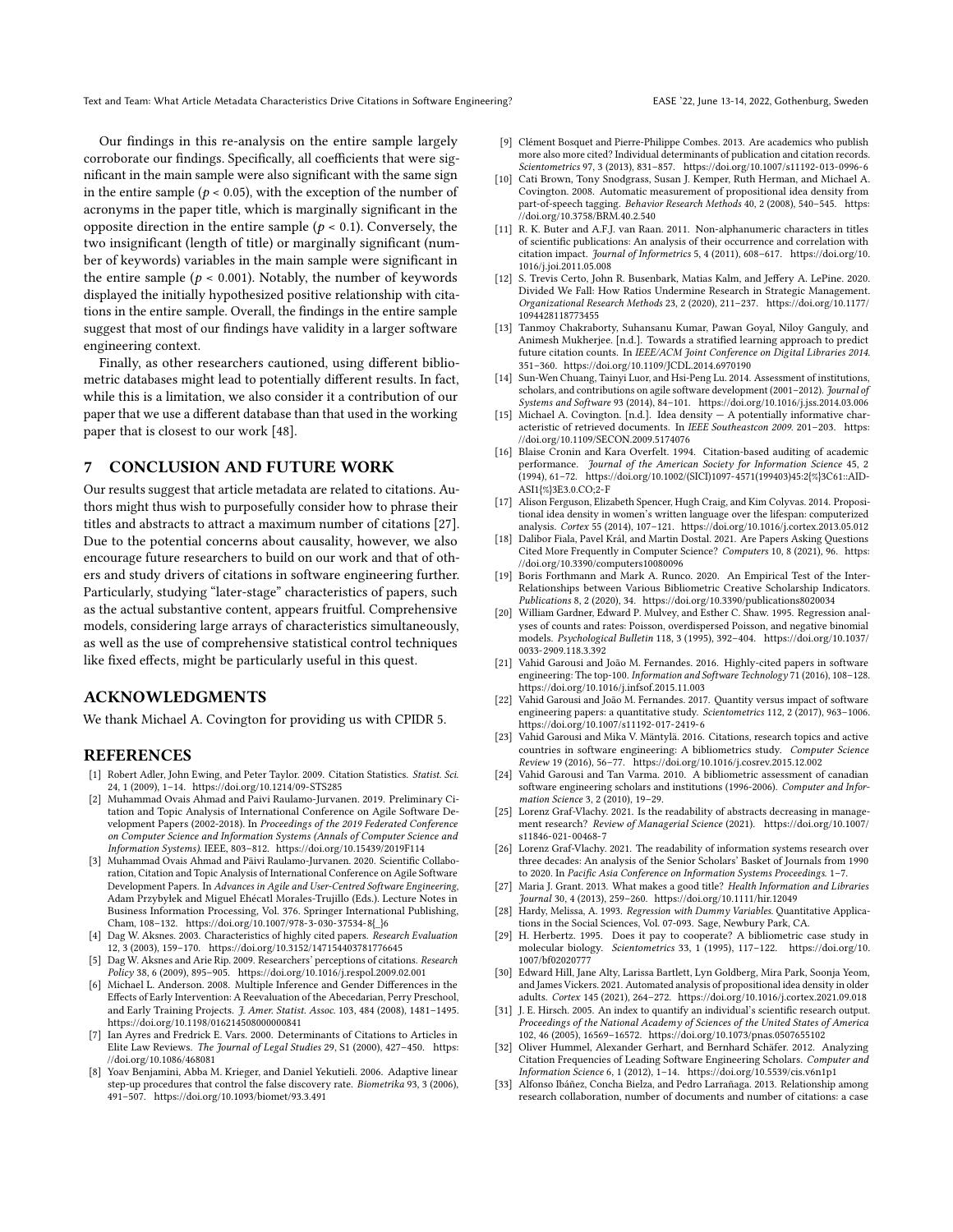Our findings in this re-analysis on the entire sample largely corroborate our findings. Specifically, all coefficients that were significant in the main sample were also significant with the same sign in the entire sample ($p < 0.05$), with the exception of the number of acronyms in the paper title, which is marginally significant in the opposite direction in the entire sample ($p < 0.1$). Conversely, the two insignificant (length of title) or marginally significant (number of keywords) variables in the main sample were significant in the entire sample ($p < 0.001$). Notably, the number of keywords displayed the initially hypothesized positive relationship with citations in the entire sample. Overall, the findings in the entire sample suggest that most of our findings have validity in a larger software engineering context.

Finally, as other researchers cautioned, using different bibliometric databases might lead to potentially different results. In fact, while this is a limitation, we also consider it a contribution of our paper that we use a different database than that used in the working paper that is closest to our work [48].

## 7 CONCLUSION AND FUTURE WORK

Our results suggest that article metadata are related to citations. Authors might thus wish to purposefully consider how to phrase their titles and abstracts to attract a maximum number of citations [27]. Due to the potential concerns about causality, however, we also encourage future researchers to build on our work and that of others and study drivers of citations in software engineering further. Particularly, studying "later-stage" characteristics of papers, such as the actual substantive content, appears fruitful. Comprehensive models, considering large arrays of characteristics simultaneously, as well as the use of comprehensive statistical control techniques like fixed effects, might be particularly useful in this quest.

## ACKNOWLEDGMENTS

We thank Michael A. Covington for providing us with CPIDR 5.

## REFERENCES

- [1] Robert Adler, John Ewing, and Peter Taylor. 2009. Citation Statistics. *Statist. Sci.* 24, 1 (2009), 1–14. https://doi.org/10.1214/09-STS285
- [2] Muhammad Ovais Ahmad and Paivi Raulamo-Jurvanen. 2019. Preliminary Citation and Topic Analysis of International Conference on Agile Software Development Papers (2002-2018). In *Proceedings of the 2019 Federated Conference on Computer Science and Information Systems (Annals of Computer Science and Information Systems)*. IEEE, 803–812. https://doi.org/10.15439/2019F114
- [3] Muhammad Ovais Ahmad and Päivi Raulamo-Jurvanen. 2020. Scientific Collaboration, Citation and Topic Analysis of International Conference on Agile Software Development Papers. In *Advances in Agile and User-Centred Software Engineering*, Adam Przybyłek and Miguel Ehécatl Morales-Trujillo (Eds.). Lecture Notes in Business Information Processing, Vol. 376. Springer International Publishing, Cham, 108–132. https://doi.org/10.1007/978-3-030-37534-8{_}6
- [4] Dag W. Aksnes. 2003. Characteristics of highly cited papers. *Research Evaluation* 12, 3 (2003), 159–170. https://doi.org/10.3152/147154403781776645
- [5] Dag W. Aksnes and Arie Rip. 2009. Researchers' perceptions of citations. *Research Policy* 38, 6 (2009), 895–905. https://doi.org/10.1016/j.respol.2009.02.001
- [6] Michael L. Anderson. 2008. Multiple Inference and Gender Differences in the Effects of Early Intervention: A Reevaluation of the Abecedarian, Perry Preschool, and Early Training Projects. *J. Amer. Statist. Assoc.* 103, 484 (2008), 1481–1495. https://doi.org/10.1198/016214508000000841
- [7] Ian Ayres and Fredrick E. Vars. 2000. Determinants of Citations to Articles in Elite Law Reviews. *The Journal of Legal Studies* 29, S1 (2000), 427–450. https://doi.org/10.1086/468081
- [8] Yoav Benjamini, Abba M. Krieger, and Daniel Yekutieli. 2006. Adaptive linear step-up procedures that control the false discovery rate. *Biometrika* 93, 3 (2006), 491–507. https://doi.org/10.1093/biomet/93.3.491
- [9] Clément Bosquet and Pierre-Philippe Combes. 2013. Are academics who publish more also more cited? Individual determinants of publication and citation records. *Scientometrics* 97, 3 (2013), 831–857. https://doi.org/10.1007/s11192-013-0996-6
- [10] Cati Brown, Tony Snodgrass, Susan J. Kemper, Ruth Herman, and Michael A. Covington. 2008. Automatic measurement of propositional idea density from part-of-speech tagging. *Behavior Research Methods* 40, 2 (2008), 540–545. https://doi.org/10.3758/BRM.40.2.540
- [11] R. K. Buter and A.F.J. van Raan. 2011. Non-alphanumeric characters in titles of scientific publications: An analysis of their occurrence and correlation with citation impact. *Journal of Informetrics* 5, 4 (2011), 608–617. https://doi.org/10.1016/j.joi.2011.05.008
- [12] S. Trevis Certo, John R. Busenbark, Matias Kalm, and Jeffery A. LePine. 2020. Divided We Fall: How Ratios Undermine Research in Strategic Management. *Organizational Research Methods* 23, 2 (2020), 211–237. https://doi.org/10.1177/1094428118773455
- [13] Tanmoy Chakraborty, Suhansanu Kumar, Pawan Goyal, Niloy Ganguly, and Animesh Mukherjee. [n.d.]. Towards a stratified learning approach to predict future citation counts. In *IEEE/ACM Joint Conference on Digital Libraries 2014*. 351–360. https://doi.org/10.1109/JCDL.2014.6970190
- [14] Sun-Wen Chuang, Tainyi Luor, and Hsi-Peng Lu. 2014. Assessment of institutions, scholars, and contributions on agile software development (2001–2012). *Journal of Systems and Software* 93 (2014), 84–101. https://doi.org/10.1016/j.jss.2014.03.006
- [15] Michael A. Covington. [n.d.]. Idea density — A potentially informative characteristic of retrieved documents. In *IEEE Southeastcon 2009*. 201–203. https://doi.org/10.1109/SECON.2009.5174076
- [16] Blaise Cronin and Kara Overfelt. 1994. Citation-based auditing of academic performance. *Journal of the American Society for Information Science* 45, 2 (1994), 61–72. https://doi.org/10.1002/(SICI)1097-4571(199403)45:2{%}3C61::AID-ASI1{%}3E3.0.CO;2-F
- [17] Alison Ferguson, Elizabeth Spencer, Hugh Craig, and Kim Colyvas. 2014. Propositional idea density in women's written language over the lifespan: computerized analysis. *Cortex* 55 (2014), 107–121. https://doi.org/10.1016/j.cortex.2013.05.012
- [18] Dalibor Fiala, Pavel Král, and Martin Dostal. 2021. Are Papers Asking Questions Cited More Frequently in Computer Science? *Computers* 10, 8 (2021), 96. https://doi.org/10.3390/computers10080096
- [19] Boris Forthmann and Mark A. Runco. 2020. An Empirical Test of the Inter-Relationships between Various Bibliometric Creative Scholarship Indicators. *Publications* 8, 2 (2020), 34. https://doi.org/10.3390/publications8020034
- [20] William Gardner, Edward P. Mulvey, and Esther C. Shaw. 1995. Regression analyses of counts and rates: Poisson, overdispersed Poisson, and negative binomial models. *Psychological Bulletin* 118, 3 (1995), 392–404. https://doi.org/10.1037/0033-2909.118.3.392
- [21] Vahid Garousi and João M. Fernandes. 2016. Highly-cited papers in software engineering: The top-100. *Information and Software Technology* 71 (2016), 108–128. https://doi.org/10.1016/j.infsof.2015.11.003
- [22] Vahid Garousi and João M. Fernandes. 2017. Quantity versus impact of software engineering papers: a quantitative study. *Scientometrics* 112, 2 (2017), 963–1006. https://doi.org/10.1007/s11192-017-2419-6
- [23] Vahid Garousi and Mika V. Mäntylä. 2016. Citations, research topics and active countries in software engineering: A bibliometrics study. *Computer Science Review* 19 (2016), 56–77. https://doi.org/10.1016/j.cosrev.2015.12.002
- [24] Vahid Garousi and Tan Varma. 2010. A bibliometric assessment of canadian software engineering scholars and institutions (1996-2006). *Computer and Information Science* 3, 2 (2010), 19–29.
- [25] Lorenz Graf-Vlachy. 2021. Is the readability of abstracts decreasing in management research? *Review of Managerial Science* (2021). https://doi.org/10.1007/s11846-021-00468-7
- [26] Lorenz Graf-Vlachy. 2021. The readability of information systems research over three decades: An analysis of the Senior Scholars' Basket of Journals from 1990 to 2020. In *Pacific Asia Conference on Information Systems Proceedings*. 1–7.
- [27] Maria J. Grant. 2013. What makes a good title? *Health Information and Libraries Journal* 30, 4 (2013), 259–260. https://doi.org/10.1111/hir.12049
- [28] Hardy, Melissa, A. 1993. *Regression with Dummy Variables*. Quantitative Applications in the Social Sciences, Vol. 07-093. Sage, Newbury Park, CA.
- [29] H. Herbertz. 1995. Does it pay to cooperate? A bibliometric case study in molecular biology. *Scientometrics* 33, 1 (1995), 117–122. https://doi.org/10.1007/bf02020777
- [30] Edward Hill, Jane Alty, Larissa Bartlett, Lyn Goldberg, Mira Park, Soonja Yeom, and James Vickers. 2021. Automated analysis of propositional idea density in older adults. *Cortex* 145 (2021), 264–272. https://doi.org/10.1016/j.cortex.2021.09.018
- [31] J. E. Hirsch. 2005. An index to quantify an individual's scientific research output. *Proceedings of the National Academy of Sciences of the United States of America* 102, 46 (2005), 16569–16572. https://doi.org/10.1073/pnas.0507655102
- [32] Oliver Hummel, Alexander Gerhart, and Bernhard Schäfer. 2012. Analyzing Citation Frequencies of Leading Software Engineering Scholars. *Computer and Information Science* 6, 1 (2012), 1–14. https://doi.org/10.5539/cis.v6n1p1
- [33] Alfonso Ibáñez, Concha Bielza, and Pedro Larrañaga. 2013. Relationship among research collaboration, number of documents and number of citations: a case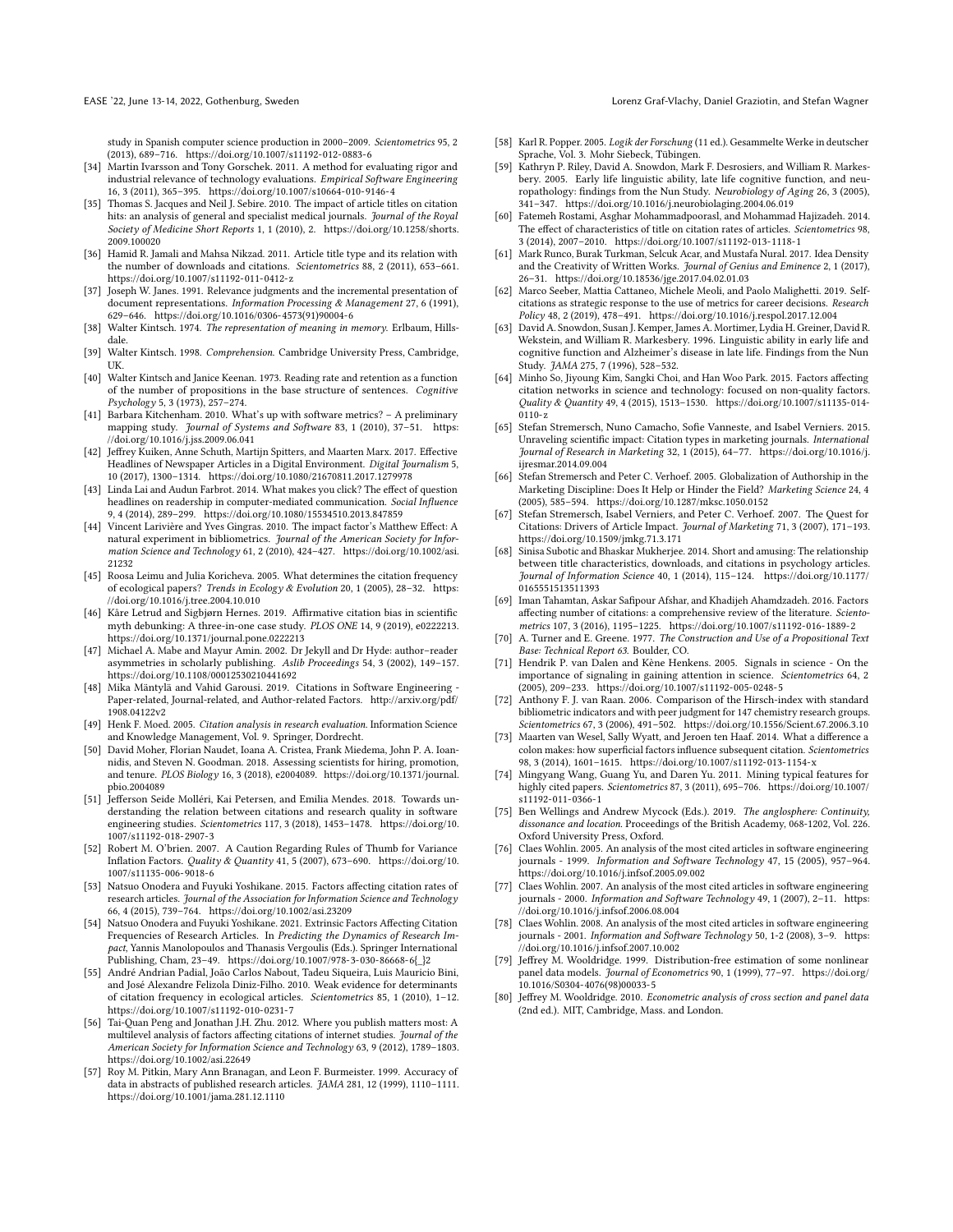study in Spanish computer science production in 2000–2009. *Scientometrics* 95, 2 (2013), 689–716. https://doi.org/10.1007/s11192-012-0883-6

[34] Martin Ivarsson and Tony Gorschek. 2011. A method for evaluating rigor and industrial relevance of technology evaluations. *Empirical Software Engineering* 16, 3 (2011), 365–395. https://doi.org/10.1007/s10664-010-9146-4

[35] Thomas S. Jacques and Neil J. Sebire. 2010. The impact of article titles on citation hits: an analysis of general and specialist medical journals. *Journal of the Royal Society of Medicine Short Reports* 1, 1 (2010), 2. https://doi.org/10.1258/shorts.2009.100020

[36] Hamid R. Jamali and Mahsa Nikzad. 2011. Article title type and its relation with the number of downloads and citations. *Scientometrics* 88, 2 (2011), 653–661. https://doi.org/10.1007/s11192-011-0412-z

[37] Joseph W. Janes. 1991. Relevance judgments and the incremental presentation of document representations. *Information Processing & Management* 27, 6 (1991), 629–646. https://doi.org/10.1016/0306-4573(91)90004-6

[38] Walter Kintsch. 1974. *The representation of meaning in memory.* Erlbaum, Hillsdale.

[39] Walter Kintsch. 1998. *Comprehension.* Cambridge University Press, Cambridge, UK.

[40] Walter Kintsch and Janice Keenan. 1973. Reading rate and retention as a function of the number of propositions in the base structure of sentences. *Cognitive Psychology* 5, 3 (1973), 257–274.

[41] Barbara Kitchenham. 2010. What's up with software metrics? – A preliminary mapping study. *Journal of Systems and Software* 83, 1 (2010), 37–51. https://doi.org/10.1016/j.jss.2009.06.041

[42] Jeffrey Kuiken, Anne Schuth, Martijn Spitters, and Maarten Marx. 2017. Effective Headlines of Newspaper Articles in a Digital Environment. *Digital Journalism* 5, 10 (2017), 1300–1314. https://doi.org/10.1080/21670811.2017.1279978

[43] Linda Lai and Audun Farbrot. 2014. What makes you click? The effect of question headlines on readership in computer-mediated communication. *Social Influence* 9, 4 (2014), 289–299. https://doi.org/10.1080/15534510.2013.847859

[44] Vincent Larivière and Yves Gingras. 2010. The impact factor's Matthew Effect: A natural experiment in bibliometrics. *Journal of the American Society for Information Science and Technology* 61, 2 (2010), 424–427. https://doi.org/10.1002/asi.21232

[45] Roosa Leimu and Julia Koricheva. 2005. What determines the citation frequency of ecological papers? *Trends in Ecology & Evolution* 20, 1 (2005), 28–32. https://doi.org/10.1016/j.tree.2004.10.010

[46] Kåre Letrud and Sigbjørn Hernes. 2019. Affirmative citation bias in scientific myth debunking: A three-in-one case study. *PLOS ONE* 14, 9 (2019), e0222213. https://doi.org/10.1371/journal.pone.0222213

[47] Michael A. Mabe and Mayur Amin. 2002. Dr Jekyll and Dr Hyde: author–reader asymmetries in scholarly publishing. *Aslib Proceedings* 54, 3 (2002), 149–157. https://doi.org/10.1108/00012530210441692

[48] Mika Mäntylä and Vahid Garousi. 2019. Citations in Software Engineering - Paper-related, Journal-related, and Author-related Factors. http://arxiv.org/pdf/1908.04122v2

[49] Henk F. Moed. 2005. *Citation analysis in research evaluation.* Information Science and Knowledge Management, Vol. 9. Springer, Dordrecht.

[50] David Moher, Florian Naudet, Ioana A. Cristea, Frank Miedema, John P. A. Ioannidis, and Steven N. Goodman. 2018. Assessing scientists for hiring, promotion, and tenure. *PLOS Biology* 16, 3 (2018), e2004089. https://doi.org/10.1371/journal.pbio.2004089

[51] Jefferson Seide Molléri, Kai Petersen, and Emilia Mendes. 2018. Towards understanding the relation between citations and research quality in software engineering studies. *Scientometrics* 117, 3 (2018), 1453–1478. https://doi.org/10.1007/s11192-018-2907-3

[52] Robert M. O'brien. 2007. A Caution Regarding Rules of Thumb for Variance Inflation Factors. *Quality & Quantity* 41, 5 (2007), 673–690. https://doi.org/10.1007/s11135-006-9018-6

[53] Natsuo Onodera and Fuyuki Yoshikane. 2015. Factors affecting citation rates of research articles. *Journal of the Association for Information Science and Technology* 66, 4 (2015), 739–764. https://doi.org/10.1002/asi.23209

[54] Natsuo Onodera and Fuyuki Yoshikane. 2021. Extrinsic Factors Affecting Citation Frequencies of Research Articles. In *Predicting the Dynamics of Research Impact*, Yannis Manolopoulos and Thanasis Vergoulis (Eds.). Springer International Publishing, Cham, 23–49. https://doi.org/10.1007/978-3-030-86668-6{_}2

[55] André Andrian Padial, João Carlos Nabout, Tadeu Siqueira, Luis Mauricio Bini, and José Alexandre Felizola Diniz-Filho. 2010. Weak evidence for determinants of citation frequency in ecological articles. *Scientometrics* 85, 1 (2010), 1–12. https://doi.org/10.1007/s11192-010-0231-7

[56] Tai-Quan Peng and Jonathan J.H. Zhu. 2012. Where you publish matters most: A multilevel analysis of factors affecting citations of internet studies. *Journal of the American Society for Information Science and Technology* 63, 9 (2012), 1789–1803. https://doi.org/10.1002/asi.22649

[57] Roy M. Pitkin, Mary Ann Branagan, and Leon F. Burmeister. 1999. Accuracy of data in abstracts of published research articles. *JAMA* 281, 12 (1999), 1110–1111. https://doi.org/10.1001/jama.281.12.1110

[58] Karl R. Popper. 2005. *Logik der Forschung* (11 ed.). Gesammelte Werke in deutscher Sprache, Vol. 3. Mohr Siebeck, Tübingen.

[59] Kathryn P. Riley, David A. Snowdon, Mark F. Desrosiers, and William R. Markesbery. 2005. Early life linguistic ability, late life cognitive function, and neuropathology: findings from the Nun Study. *Neurobiology of Aging* 26, 3 (2005), 341–347. https://doi.org/10.1016/j.neurobiolaging.2004.06.019

[60] Fatemeh Rostami, Asghar Mohammadpoorasl, and Mohammad Hajizadeh. 2014. The effect of characteristics of title on citation rates of articles. *Scientometrics* 98, 3 (2014), 2007–2010. https://doi.org/10.1007/s11192-013-1118-1

[61] Mark Runco, Burak Turkman, Selcuk Acar, and Mustafa Nural. 2017. Idea Density and the Creativity of Written Works. *Journal of Genius and Eminence* 2, 1 (2017), 26–31. https://doi.org/10.18536/jge.2017.04.02.01.03

[62] Marco Seeber, Mattia Cattaneo, Michele Meoli, and Paolo Malighetti. 2019. Self-citations as strategic response to the use of metrics for career decisions. *Research Policy* 48, 2 (2019), 478–491. https://doi.org/10.1016/j.respol.2017.12.004

[63] David A. Snowdon, Susan J. Kemper, James A. Mortimer, Lydia H. Greiner, David R. Wekstein, and William R. Markesbery. 1996. Linguistic ability in early life and cognitive function and Alzheimer's disease in late life. Findings from the Nun Study. *JAMA* 275, 7 (1996), 528–532.

[64] Minho So, Jiyoung Kim, Sangki Choi, and Han Woo Park. 2015. Factors affecting citation networks in science and technology: focused on non-quality factors. *Quality & Quantity* 49, 4 (2015), 1513–1530. https://doi.org/10.1007/s11135-014-0110-z

[65] Stefan Stremersch, Nuno Camacho, Sofie Vanneste, and Isabel Verniers. 2015. Unraveling scientific impact: Citation types in marketing journals. *International Journal of Research in Marketing* 32, 1 (2015), 64–77. https://doi.org/10.1016/j.ijresmar.2014.09.004

[66] Stefan Stremersch and Peter C. Verhoef. 2005. Globalization of Authorship in the Marketing Discipline: Does It Help or Hinder the Field? *Marketing Science* 24, 4 (2005), 585–594. https://doi.org/10.1287/mksc.1050.0152

[67] Stefan Stremersch, Isabel Verniers, and Peter C. Verhoef. 2007. The Quest for Citations: Drivers of Article Impact. *Journal of Marketing* 71, 3 (2007), 171–193. https://doi.org/10.1509/jmkg.71.3.171

[68] Sinisa Subotic and Bhaskar Mukherjee. 2014. Short and amusing: The relationship between title characteristics, downloads, and citations in psychology articles. *Journal of Information Science* 40, 1 (2014), 115–124. https://doi.org/10.1177/0165551513511393

[69] Iman Tahamtan, Askar Safipour Afshar, and Khadijeh Ahamdzadeh. 2016. Factors affecting number of citations: a comprehensive review of the literature. *Scientometrics* 107, 3 (2016), 1195–1225. https://doi.org/10.1007/s11192-016-1889-2

[70] A. Turner and E. Greene. 1977. *The Construction and Use of a Propositional Text Base: Technical Report 63.* Boulder, CO.

[71] Hendrik P. van Dalen and Kène Henkens. 2005. Signals in science - On the importance of signaling in gaining attention in science. *Scientometrics* 64, 2 (2005), 209–233. https://doi.org/10.1007/s11192-005-0248-5

[72] Anthony F. J. van Raan. 2006. Comparison of the Hirsch-index with standard bibliometric indicators and with peer judgment for 147 chemistry research groups. *Scientometrics* 67, 3 (2006), 491–502. https://doi.org/10.1556/Scient.67.2006.3.10

[73] Maarten van Wesel, Sally Wyatt, and Jeroen ten Haaf. 2014. What a difference a colon makes: how superficial factors influence subsequent citation. *Scientometrics* 98, 3 (2014), 1601–1615. https://doi.org/10.1007/s11192-013-1154-x

[74] Mingyang Wang, Guang Yu, and Daren Yu. 2011. Mining typical features for highly cited papers. *Scientometrics* 87, 3 (2011), 695–706. https://doi.org/10.1007/s11192-011-0366-1

[75] Ben Wellings and Andrew Mycock (Eds.). 2019. *The anglosphere: Continuity, dissonance and location.* Proceedings of the British Academy, 068-1202, Vol. 226. Oxford University Press, Oxford.

[76] Claes Wohlin. 2005. An analysis of the most cited articles in software engineering journals - 1999. *Information and Software Technology* 47, 15 (2005), 957–964. https://doi.org/10.1016/j.infsof.2005.09.002

[77] Claes Wohlin. 2007. An analysis of the most cited articles in software engineering journals - 2000. *Information and Software Technology* 49, 1 (2007), 2–11. https://doi.org/10.1016/j.infsof.2006.08.004

[78] Claes Wohlin. 2008. An analysis of the most cited articles in software engineering journals - 2001. *Information and Software Technology* 50, 1-2 (2008), 3–9. https://doi.org/10.1016/j.infsof.2007.10.002

[79] Jeffrey M. Wooldridge. 1999. Distribution-free estimation of some nonlinear panel data models. *Journal of Econometrics* 90, 1 (1999), 77–97. https://doi.org/10.1016/S0304-4076(98)00033-5

[80] Jeffrey M. Wooldridge. 2010. *Econometric analysis of cross section and panel data* (2nd ed.). MIT, Cambridge, Mass. and London.